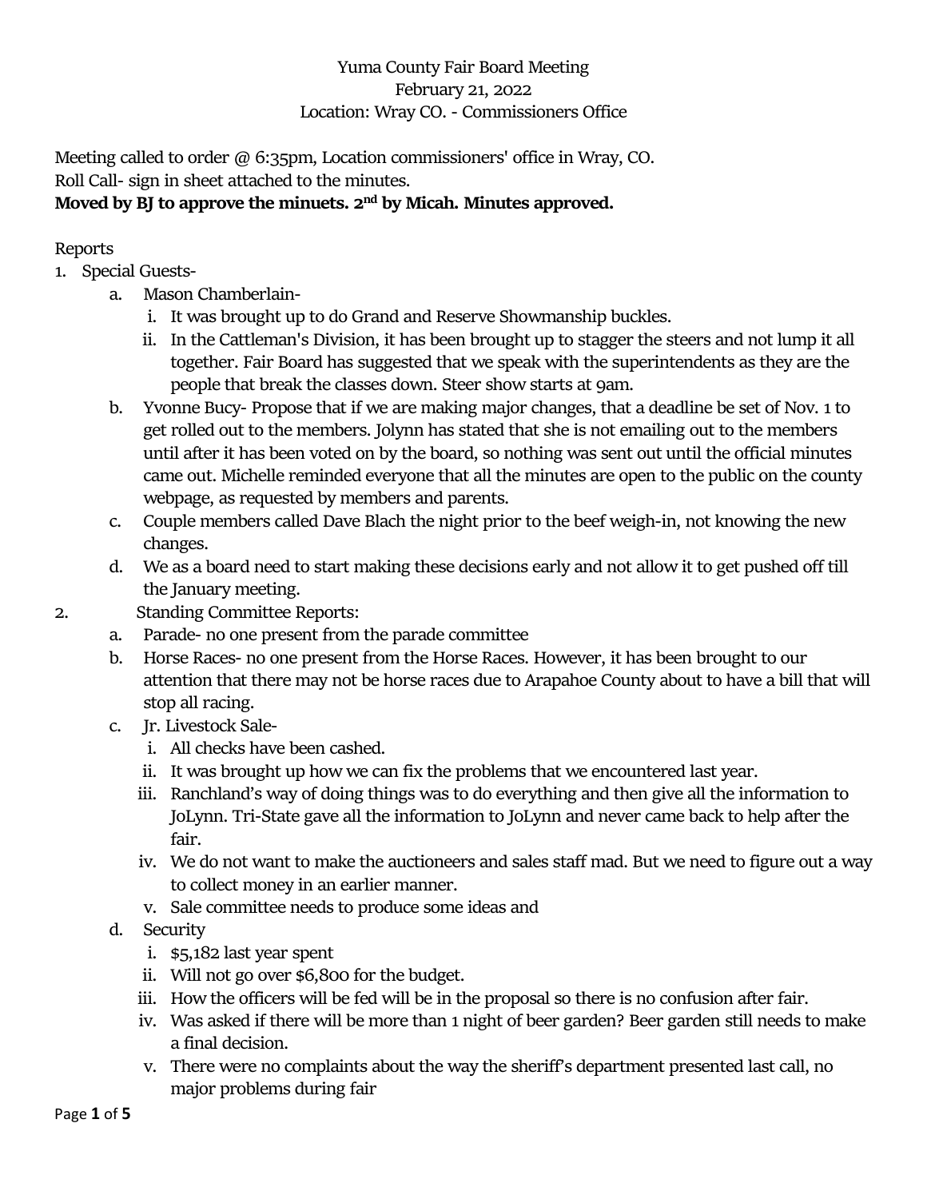Yuma County Fair Board Meeting
February 21, 2022
Location: Wray CO. - Commissioners Office

Meeting called to order @ 6:35pm, Location commissioners' office in Wray, CO.
Roll Call- sign in sheet attached to the minutes.
**Moved by BJ to approve the minuets. 2nd by Micah. Minutes approved.**

Reports

1. Special Guests-
   a. Mason Chamberlain-
      i. It was brought up to do Grand and Reserve Showmanship buckles.
      ii. In the Cattleman's Division, it has been brought up to stagger the steers and not lump it all together. Fair Board has suggested that we speak with the superintendents as they are the people that break the classes down. Steer show starts at 9am.
   b. Yvonne Bucy- Propose that if we are making major changes, that a deadline be set of Nov. 1 to get rolled out to the members. Jolynn has stated that she is not emailing out to the members until after it has been voted on by the board, so nothing was sent out until the official minutes came out. Michelle reminded everyone that all the minutes are open to the public on the county webpage, as requested by members and parents.
   c. Couple members called Dave Blach the night prior to the beef weigh-in, not knowing the new changes.
   d. We as a board need to start making these decisions early and not allow it to get pushed off till the January meeting.
2. Standing Committee Reports:
   a. Parade- no one present from the parade committee
   b. Horse Races- no one present from the Horse Races. However, it has been brought to our attention that there may not be horse races due to Arapahoe County about to have a bill that will stop all racing.
   c. Jr. Livestock Sale-
      i. All checks have been cashed.
      ii. It was brought up how we can fix the problems that we encountered last year.
      iii. Ranchland's way of doing things was to do everything and then give all the information to JoLynn. Tri-State gave all the information to JoLynn and never came back to help after the fair.
      iv. We do not want to make the auctioneers and sales staff mad. But we need to figure out a way to collect money in an earlier manner.
      v. Sale committee needs to produce some ideas and
   d. Security
      i. $5,182 last year spent
      ii. Will not go over $6,800 for the budget.
      iii. How the officers will be fed will be in the proposal so there is no confusion after fair.
      iv. Was asked if there will be more than 1 night of beer garden? Beer garden still needs to make a final decision.
      v. There were no complaints about the way the sheriff's department presented last call, no major problems during fair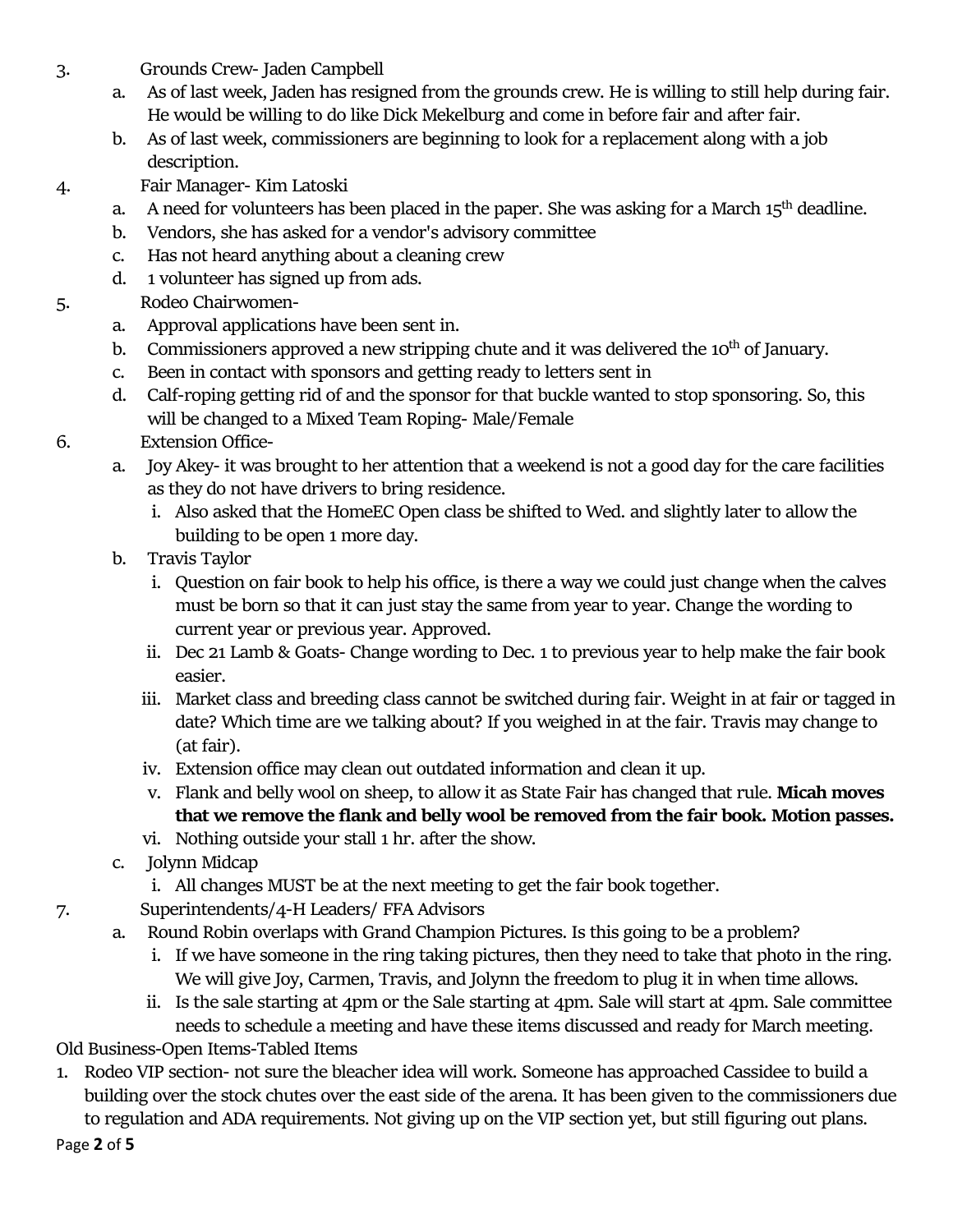3. Grounds Crew- Jaden Campbell
   a. As of last week, Jaden has resigned from the grounds crew. He is willing to still help during fair. He would be willing to do like Dick Mekelburg and come in before fair and after fair.
   b. As of last week, commissioners are beginning to look for a replacement along with a job description.
4. Fair Manager- Kim Latoski
   a. A need for volunteers has been placed in the paper. She was asking for a March 15th deadline.
   b. Vendors, she has asked for a vendor's advisory committee
   c. Has not heard anything about a cleaning crew
   d. 1 volunteer has signed up from ads.
5. Rodeo Chairwomen-
   a. Approval applications have been sent in.
   b. Commissioners approved a new stripping chute and it was delivered the 10th of January.
   c. Been in contact with sponsors and getting ready to letters sent in
   d. Calf-roping getting rid of and the sponsor for that buckle wanted to stop sponsoring. So, this will be changed to a Mixed Team Roping- Male/Female
6. Extension Office-
   a. Joy Akey- it was brought to her attention that a weekend is not a good day for the care facilities as they do not have drivers to bring residence.
      i. Also asked that the HomeEC Open class be shifted to Wed. and slightly later to allow the building to be open 1 more day.
   b. Travis Taylor
      i. Question on fair book to help his office, is there a way we could just change when the calves must be born so that it can just stay the same from year to year. Change the wording to current year or previous year. Approved.
      ii. Dec 21 Lamb & Goats- Change wording to Dec. 1 to previous year to help make the fair book easier.
      iii. Market class and breeding class cannot be switched during fair. Weight in at fair or tagged in date? Which time are we talking about? If you weighed in at the fair. Travis may change to (at fair).
      iv. Extension office may clean out outdated information and clean it up.
      v. Flank and belly wool on sheep, to allow it as State Fair has changed that rule. **Micah moves that we remove the flank and belly wool be removed from the fair book. Motion passes.**
      vi. Nothing outside your stall 1 hr. after the show.
   c. Jolynn Midcap
      i. All changes MUST be at the next meeting to get the fair book together.
7. Superintendents/4-H Leaders/ FFA Advisors
   a. Round Robin overlaps with Grand Champion Pictures. Is this going to be a problem?
      i. If we have someone in the ring taking pictures, then they need to take that photo in the ring. We will give Joy, Carmen, Travis, and Jolynn the freedom to plug it in when time allows.
      ii. Is the sale starting at 4pm or the Sale starting at 4pm. Sale will start at 4pm. Sale committee needs to schedule a meeting and have these items discussed and ready for March meeting.

Old Business-Open Items-Tabled Items

1. Rodeo VIP section- not sure the bleacher idea will work. Someone has approached Cassidee to build a building over the stock chutes over the east side of the arena. It has been given to the commissioners due to regulation and ADA requirements. Not giving up on the VIP section yet, but still figuring out plans.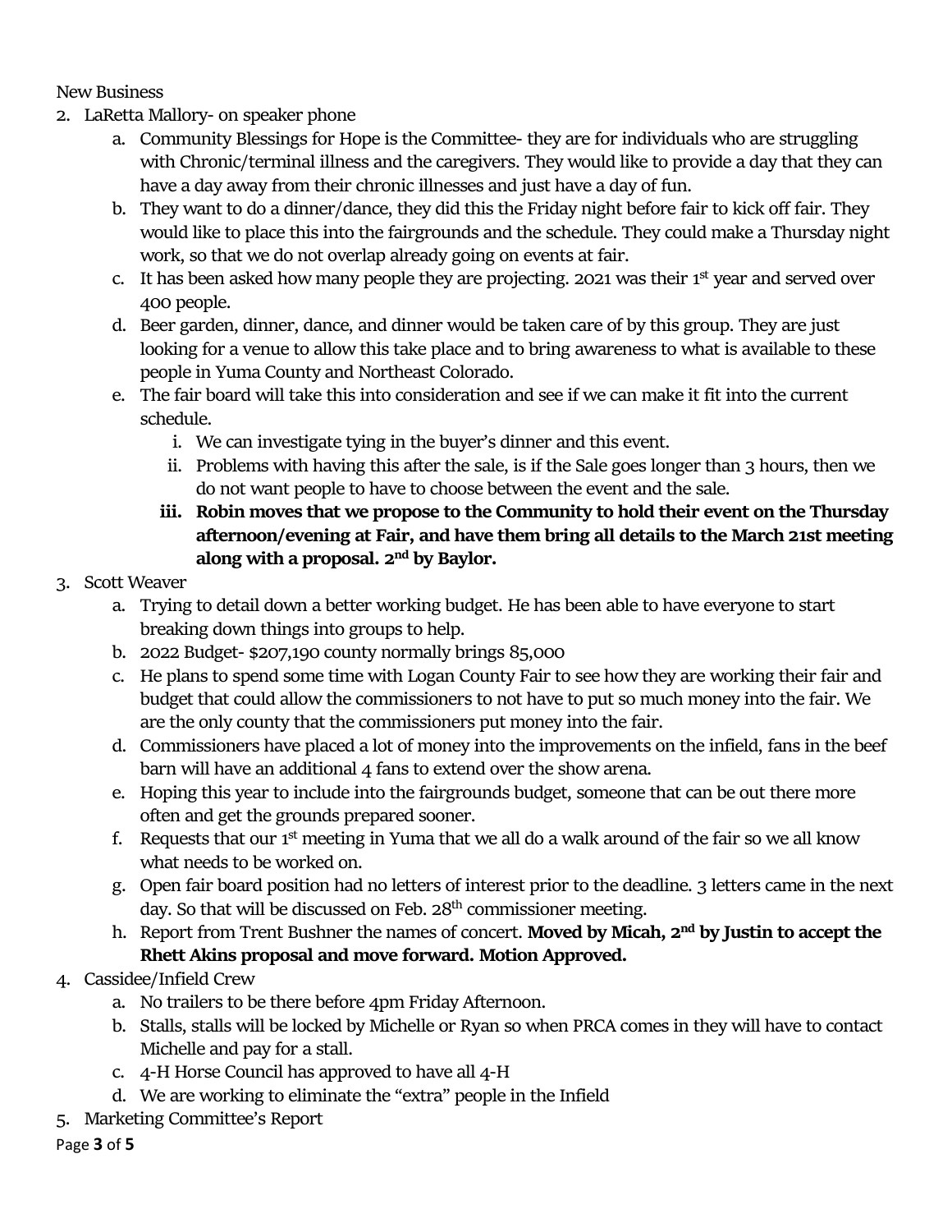New Business

2. LaRetta Mallory- on speaker phone
    a. Community Blessings for Hope is the Committee- they are for individuals who are struggling with Chronic/terminal illness and the caregivers. They would like to provide a day that they can have a day away from their chronic illnesses and just have a day of fun.
    b. They want to do a dinner/dance, they did this the Friday night before fair to kick off fair. They would like to place this into the fairgrounds and the schedule. They could make a Thursday night work, so that we do not overlap already going on events at fair.
    c. It has been asked how many people they are projecting. 2021 was their 1st year and served over 400 people.
    d. Beer garden, dinner, dance, and dinner would be taken care of by this group. They are just looking for a venue to allow this take place and to bring awareness to what is available to these people in Yuma County and Northeast Colorado.
    e. The fair board will take this into consideration and see if we can make it fit into the current schedule.
        i. We can investigate tying in the buyer's dinner and this event.
        ii. Problems with having this after the sale, is if the Sale goes longer than 3 hours, then we do not want people to have to choose between the event and the sale.
        iii. **Robin moves that we propose to the Community to hold their event on the Thursday afternoon/evening at Fair, and have them bring all details to the March 21st meeting along with a proposal. 2nd by Baylor.**
3. Scott Weaver
    a. Trying to detail down a better working budget. He has been able to have everyone to start breaking down things into groups to help.
    b. 2022 Budget- $207,190 county normally brings 85,000
    c. He plans to spend some time with Logan County Fair to see how they are working their fair and budget that could allow the commissioners to not have to put so much money into the fair. We are the only county that the commissioners put money into the fair.
    d. Commissioners have placed a lot of money into the improvements on the infield, fans in the beef barn will have an additional 4 fans to extend over the show arena.
    e. Hoping this year to include into the fairgrounds budget, someone that can be out there more often and get the grounds prepared sooner.
    f. Requests that our 1st meeting in Yuma that we all do a walk around of the fair so we all know what needs to be worked on.
    g. Open fair board position had no letters of interest prior to the deadline. 3 letters came in the next day. So that will be discussed on Feb. 28th commissioner meeting.
    h. Report from Trent Bushner the names of concert. **Moved by Micah, 2nd by Justin to accept the Rhett Akins proposal and move forward. Motion Approved.**
4. Cassidee/Infield Crew
    a. No trailers to be there before 4pm Friday Afternoon.
    b. Stalls, stalls will be locked by Michelle or Ryan so when PRCA comes in they will have to contact Michelle and pay for a stall.
    c. 4-H Horse Council has approved to have all 4-H
    d. We are working to eliminate the "extra" people in the Infield
5. Marketing Committee's Report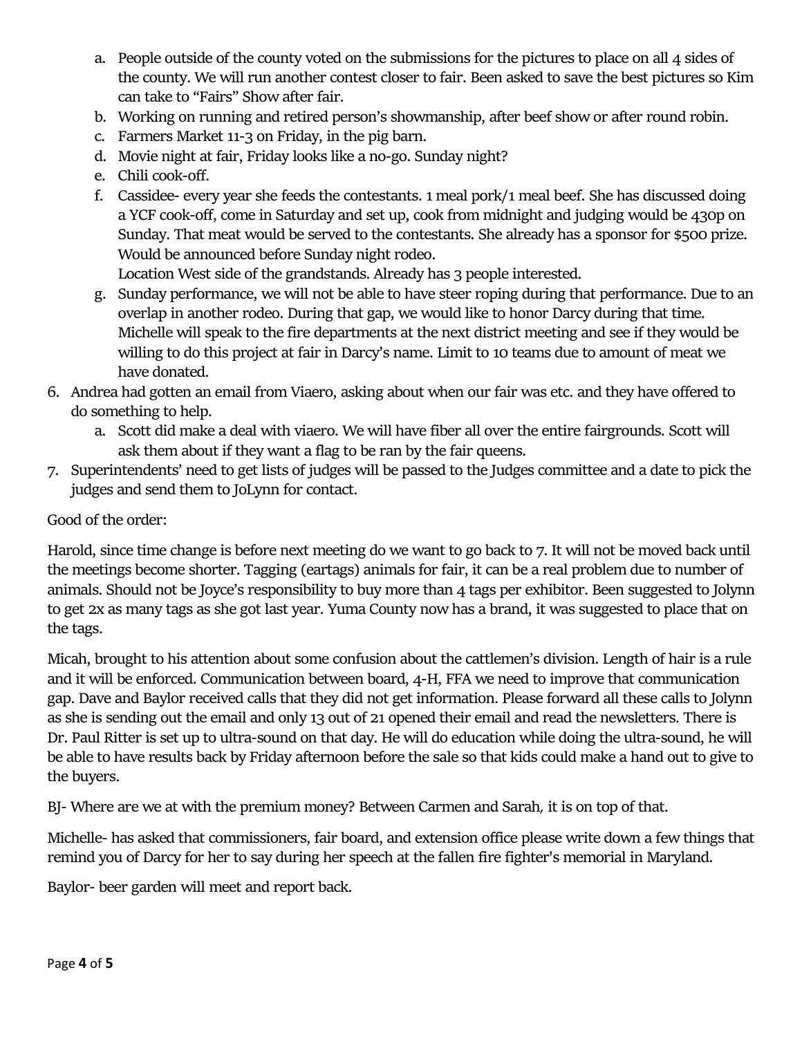a. People outside of the county voted on the submissions for the pictures to place on all 4 sides of the county. We will run another contest closer to fair. Been asked to save the best pictures so Kim can take to "Fairs" Show after fair.
b. Working on running and retired person's showmanship, after beef show or after round robin.
c. Farmers Market 11-3 on Friday, in the pig barn.
d. Movie night at fair, Friday looks like a no-go. Sunday night?
e. Chili cook-off.
f. Cassidee- every year she feeds the contestants. 1 meal pork/1 meal beef. She has discussed doing a YCF cook-off, come in Saturday and set up, cook from midnight and judging would be 430p on Sunday. That meat would be served to the contestants. She already has a sponsor for $500 prize. Would be announced before Sunday night rodeo.
   Location West side of the grandstands. Already has 3 people interested.
g. Sunday performance, we will not be able to have steer roping during that performance. Due to an overlap in another rodeo. During that gap, we would like to honor Darcy during that time. Michelle will speak to the fire departments at the next district meeting and see if they would be willing to do this project at fair in Darcy's name. Limit to 10 teams due to amount of meat we have donated.

6. Andrea had gotten an email from Viaero, asking about when our fair was etc. and they have offered to do something to help.
   a. Scott did make a deal with viaero. We will have fiber all over the entire fairgrounds. Scott will ask them about if they want a flag to be ran by the fair queens.
7. Superintendents' need to get lists of judges will be passed to the Judges committee and a date to pick the judges and send them to JoLynn for contact.

Good of the order:

Harold, since time change is before next meeting do we want to go back to 7. It will not be moved back until the meetings become shorter. Tagging (eartags) animals for fair, it can be a real problem due to number of animals. Should not be Joyce's responsibility to buy more than 4 tags per exhibitor. Been suggested to Jolynn to get 2x as many tags as she got last year. Yuma County now has a brand, it was suggested to place that on the tags.

Micah, brought to his attention about some confusion about the cattlemen's division. Length of hair is a rule and it will be enforced. Communication between board, 4-H, FFA we need to improve that communication gap. Dave and Baylor received calls that they did not get information. Please forward all these calls to Jolynn as she is sending out the email and only 13 out of 21 opened their email and read the newsletters. There is Dr. Paul Ritter is set up to ultra-sound on that day. He will do education while doing the ultra-sound, he will be able to have results back by Friday afternoon before the sale so that kids could make a hand out to give to the buyers.

BJ- Where are we at with the premium money? Between Carmen and Sarah, it is on top of that.

Michelle- has asked that commissioners, fair board, and extension office please write down a few things that remind you of Darcy for her to say during her speech at the fallen fire fighter's memorial in Maryland.

Baylor- beer garden will meet and report back.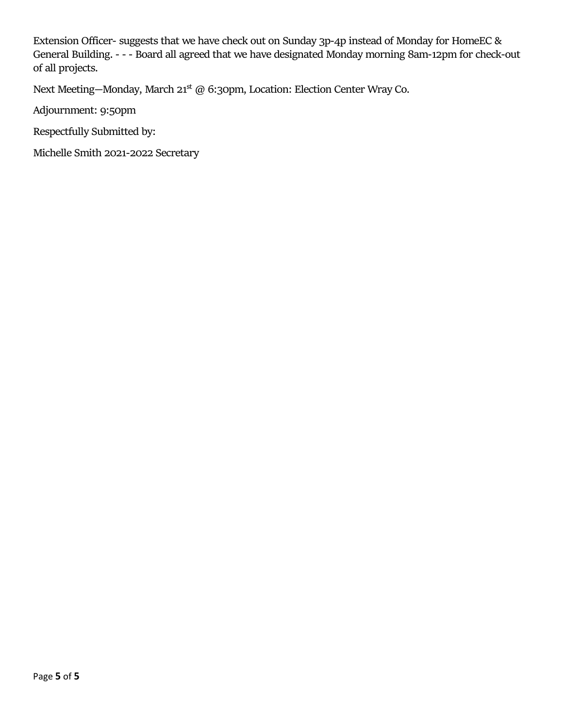Extension Officer- suggests that we have check out on Sunday 3p-4p instead of Monday for HomeEC & General Building. - - - Board all agreed that we have designated Monday morning 8am-12pm for check-out of all projects.

Next Meeting—Monday, March 21st @ 6:30pm, Location: Election Center Wray Co.

Adjournment: 9:50pm

Respectfully Submitted by:

Michelle Smith 2021-2022 Secretary